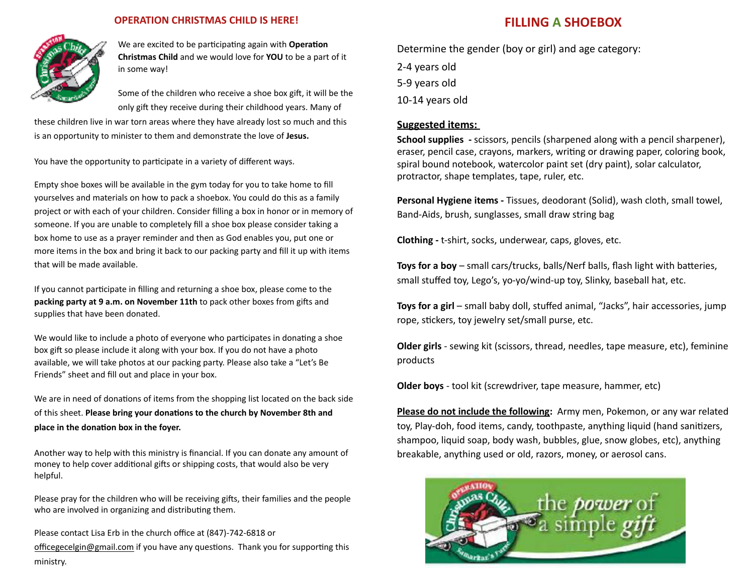## OPERATION CHRISTMAS CHILD IS HERE!

We are excited to be participating again with **Operation Christmas Child** and we would love for **YOU** to be a part of it in some way!

Some of the children who receive a shoe box gift, it will be the only gift they receive during their childhood years. Many of these children live in war torn areas where they have already lost so much and this is an opportunity to minister to them and demonstrate the love of **Jesus.**

You have the opportunity to participate in a variety of different ways.

Empty shoe boxes will be available in the gym today for you to take home to fill yourselves and materials on how to pack a shoebox. You could do this as a family project or with each of your children. Consider filling a box in honor or in memory of someone. If you are unable to completely fill a shoe box please consider taking a box home to use as a prayer reminder and then as God enables you, put one or more items in the box and bring it back to our packing party and fill it up with items that will be made available.

If you cannot participate in filling and returning a shoe box, please come to the **packing party at 9 a.m. on November 11th** to pack other boxes from gifts and supplies that have been donated.

We would like to include a photo of everyone who participates in donating a shoe box gift so please include it along with your box. If you do not have a photo available, we will take photos at our packing party. Please also take a "Let's Be Friends" sheet and fill out and place in your box.

We are in need of donations of items from the shopping list located on the back side of this sheet. **Please bring your donations to the church by November 8th and place in the donation box in the foyer.**

Another way to help with this ministry is financial. If you can donate any amount of money to help cover additional gifts or shipping costs, that would also be very helpful.

Please pray for the children who will be receiving gifts, their families and the people who are involved in organizing and distributing them.

Please contact Lisa Erb in the church office at (847)-742-6818 or officegecelgin@gmail.com if you have any questions. Thank you for supporting this ministry.

## FILLING A SHOEBOX

Determine the gender (boy or girl) and age category:

2-4 years old

5-9 years old

10-14 years old

**Suggested items:**

**School supplies -** scissors, pencils (sharpened along with a pencil sharpener), eraser, pencil case, crayons, markers, writing or drawing paper, coloring book, spiral bound notebook, watercolor paint set (dry paint), solar calculator, protractor, shape templates, tape, ruler, etc.

**Personal Hygiene items -** Tissues, deodorant (Solid), wash cloth, small towel, Band-Aids, brush, sunglasses, small draw string bag

**Clothing -** t-shirt, socks, underwear, caps, gloves, etc.

**Toys for a boy** – small cars/trucks, balls/Nerf balls, flash light with batteries, small stuffed toy, Lego's, yo-yo/wind-up toy, Slinky, baseball hat, etc.

**Toys for a girl** – small baby doll, stuffed animal, "Jacks", hair accessories, jump rope, stickers, toy jewelry set/small purse, etc.

**Older girls** - sewing kit (scissors, thread, needles, tape measure, etc), feminine products

**Older boys** - tool kit (screwdriver, tape measure, hammer, etc)

**Please do not include the following:** Army men, Pokemon, or any war related toy, Play-doh, food items, candy, toothpaste, anything liquid (hand sanitizers, shampoo, liquid soap, body wash, bubbles, glue, snow globes, etc), anything breakable, anything used or old, razors, money, or aerosol cans.

the *power* of a simple *gift*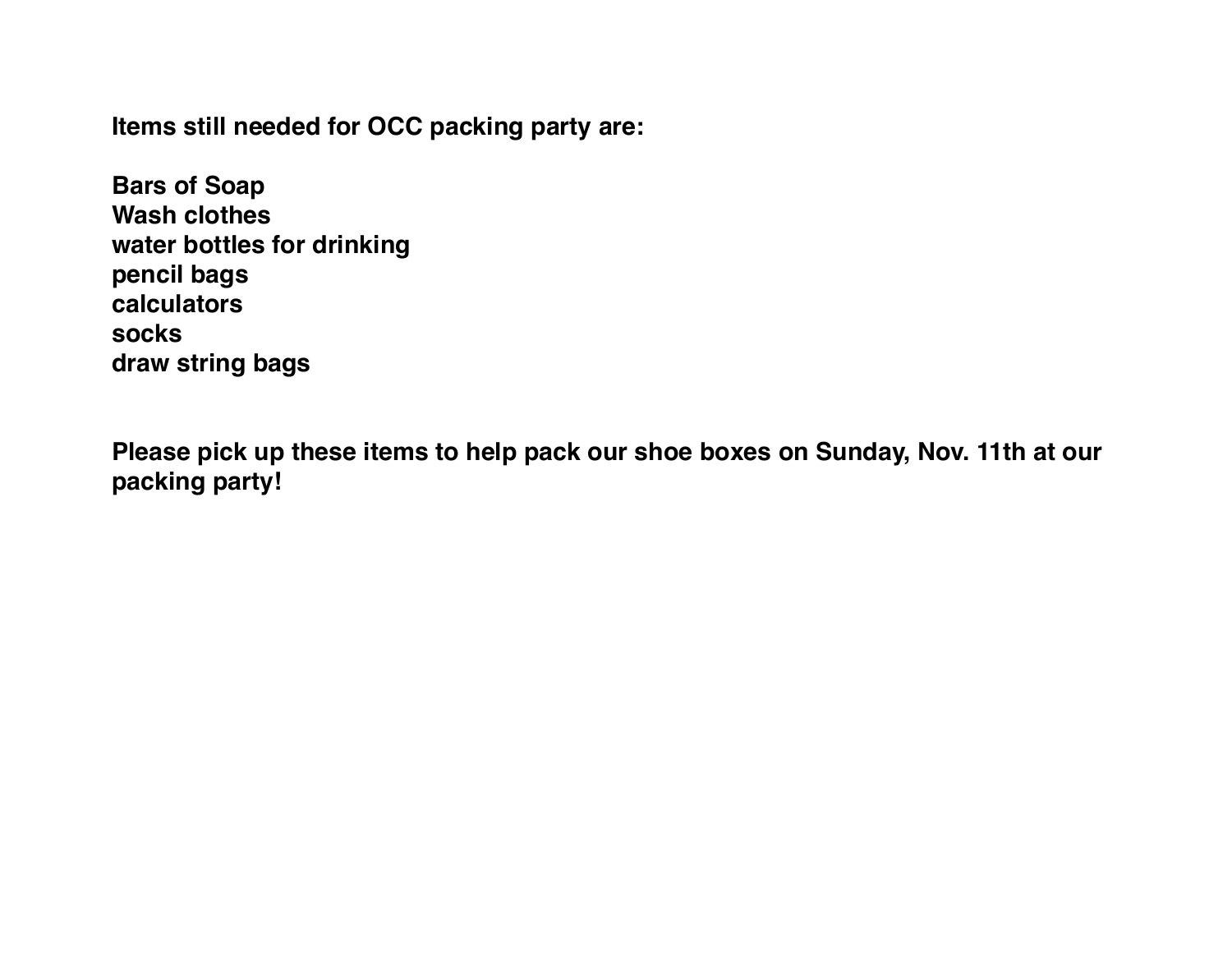**Items still needed for OCC packing party are:**

**Bars of Soap**
**Wash clothes**
**water bottles for drinking**
**pencil bags**
**calculators**
**socks**
**draw string bags**

**Please pick up these items to help pack our shoe boxes on Sunday, Nov. 11th at our packing party!**